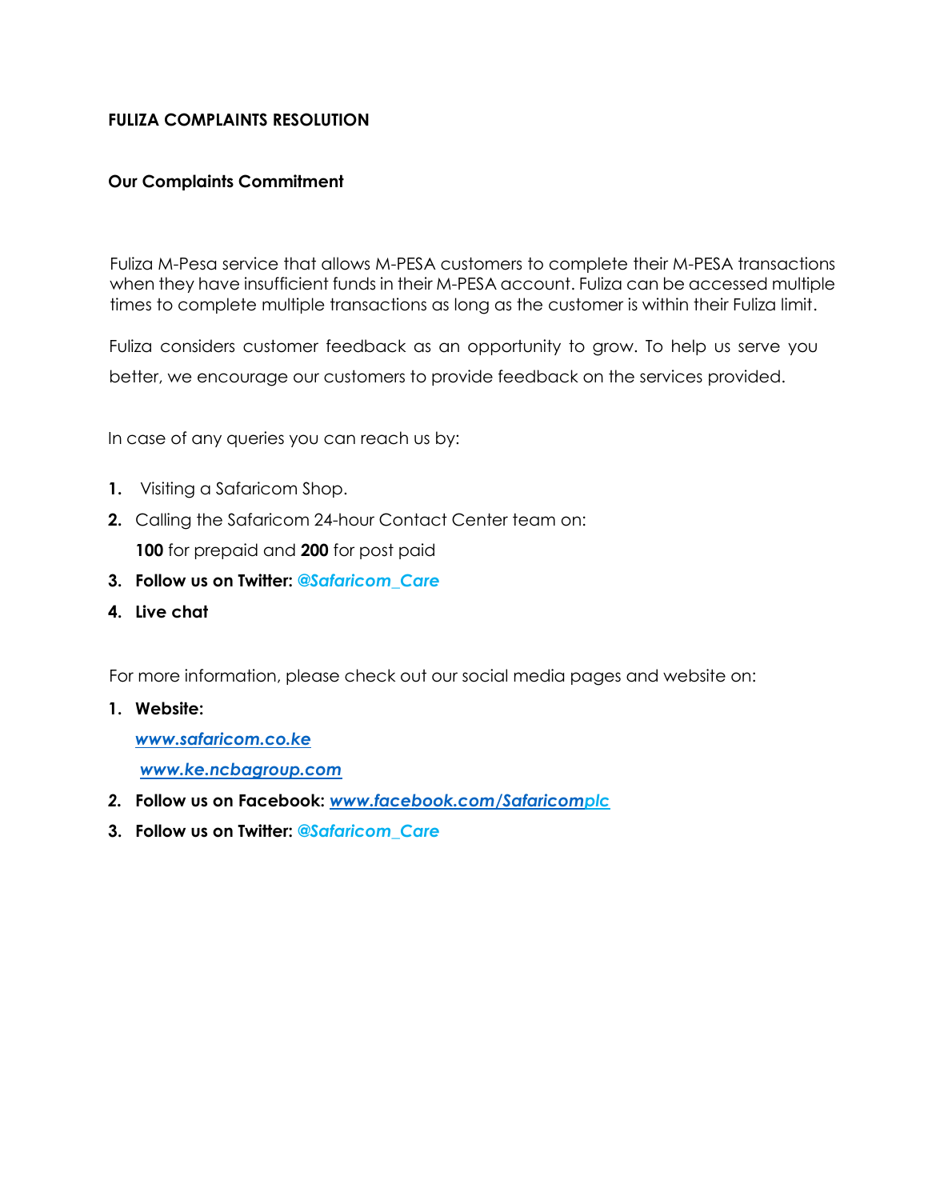**FULIZA COMPLAINTS RESOLUTION**

**Our Complaints Commitment**

Fuliza M-Pesa service that allows M-PESA customers to complete their M-PESA transactions when they have insufficient funds in their M-PESA account. Fuliza can be accessed multiple times to complete multiple transactions as long as the customer is within their Fuliza limit.

Fuliza considers customer feedback as an opportunity to grow. To help us serve you better, we encourage our customers to provide feedback on the services provided.

In case of any queries you can reach us by:

1. Visiting a Safaricom Shop.
2. Calling the Safaricom 24-hour Contact Center team on:
   **100** for prepaid and **200** for post paid
3. **Follow us on Twitter:** ***@Safaricom_Care***
4. **Live chat**

For more information, please check out our social media pages and website on:

1. **Website:**
   ***www.safaricom.co.ke***
   ***www.ke.ncbagroup.com***
2. **Follow us on Facebook:** ***www.facebook.com/Safaricomplc***
3. **Follow us on Twitter:** ***@Safaricom_Care***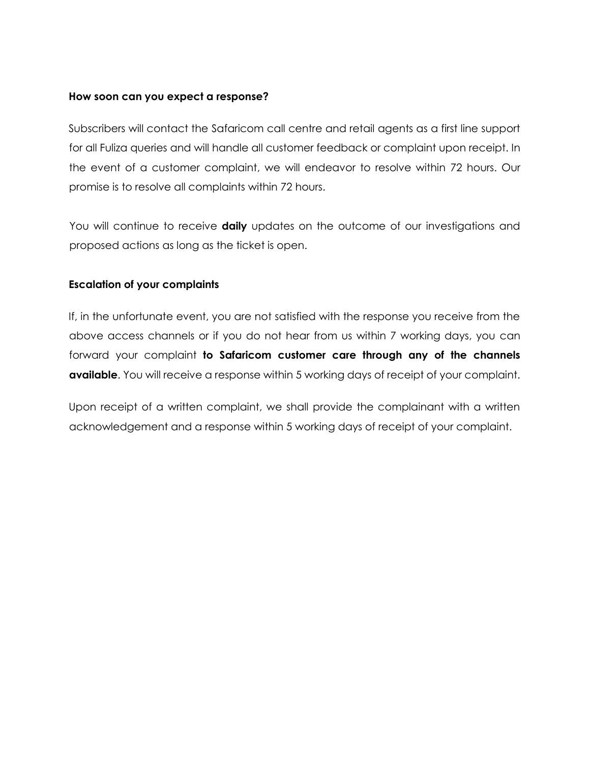**How soon can you expect a response?**

Subscribers will contact the Safaricom call centre and retail agents as a first line support for all Fuliza queries and will handle all customer feedback or complaint upon receipt. In the event of a customer complaint, we will endeavor to resolve within 72 hours. Our promise is to resolve all complaints within 72 hours.

You will continue to receive **daily** updates on the outcome of our investigations and proposed actions as long as the ticket is open.

**Escalation of your complaints**

If, in the unfortunate event, you are not satisfied with the response you receive from the above access channels or if you do not hear from us within 7 working days, you can forward your complaint **to Safaricom customer care through any of the channels available**. You will receive a response within 5 working days of receipt of your complaint.

Upon receipt of a written complaint, we shall provide the complainant with a written acknowledgement and a response within 5 working days of receipt of your complaint.